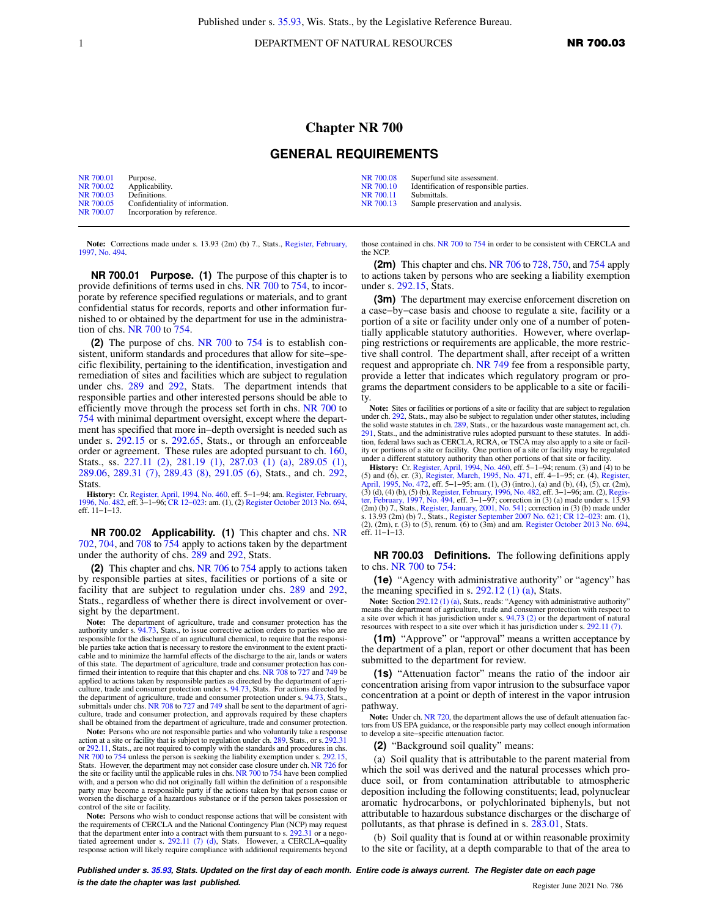# Chapter NR 700

## GENERAL REQUIREMENTS

| | | | |
|---|---|---|---|
| NR 700.01 | Purpose. | NR 700.08 | Superfund site assessment. |
| NR 700.02 | Applicability. | NR 700.10 | Identification of responsible parties. |
| NR 700.03 | Definitions. | NR 700.11 | Submittals. |
| NR 700.05 | Confidentiality of information. | NR 700.13 | Sample preservation and analysis. |
| NR 700.07 | Incorporation by reference. | | |

**Note:** Corrections made under s. 13.93 (2m) (b) 7., Stats., Register, February, 1997, No. 494.

**NR 700.01 Purpose. (1)** The purpose of this chapter is to provide definitions of terms used in chs. NR 700 to 754, to incorporate by reference specified regulations or materials, and to grant confidential status for records, reports and other information furnished to or obtained by the department for use in the administration of chs. NR 700 to 754.

**(2)** The purpose of chs. NR 700 to 754 is to establish consistent, uniform standards and procedures that allow for site−specific flexibility, pertaining to the identification, investigation and remediation of sites and facilities which are subject to regulation under chs. 289 and 292, Stats. The department intends that responsible parties and other interested persons should be able to efficiently move through the process set forth in chs. NR 700 to 754 with minimal department oversight, except where the department has specified that more in−depth oversight is needed such as under s. 292.15 or s. 292.65, Stats., or through an enforceable order or agreement. These rules are adopted pursuant to ch. 160, Stats., ss. 227.11 (2), 281.19 (1), 287.03 (1) (a), 289.05 (1), 289.06, 289.31 (7), 289.43 (8), 291.05 (6), Stats., and ch. 292, Stats.

**History:** Cr. Register, April, 1994, No. 460, eff. 5−1−94; am. Register, February, 1996, No. 482, eff. 3−1−96; CR 12−023: am. (1), (2) Register October 2013 No. 694, eff. 11−1−13.

**NR 700.02 Applicability. (1)** This chapter and chs. NR 702, 704, and 708 to 754 apply to actions taken by the department under the authority of chs. 289 and 292, Stats.

**(2)** This chapter and chs. NR 706 to 754 apply to actions taken by responsible parties at sites, facilities or portions of a site or facility that are subject to regulation under chs. 289 and 292, Stats., regardless of whether there is direct involvement or oversight by the department.

**Note:** The department of agriculture, trade and consumer protection has the authority under s. 94.73, Stats., to issue corrective action orders to parties who are responsible for the discharge of an agricultural chemical, to require that the responsible parties take action that is necessary to restore the environment to the extent practicable and to minimize the harmful effects of the discharge to the air, lands or waters of this state. The department of agriculture, trade and consumer protection has confirmed their intention to require that this chapter and chs. NR 708 to 727 and 749 be applied to actions taken by responsible parties as directed by the department of agriculture, trade and consumer protection under s. 94.73, Stats. For actions directed by the department of agriculture, trade and consumer protection under s. 94.73, Stats., submittals under chs. NR 708 to 727 and 749 shall be sent to the department of agriculture, trade and consumer protection, and approvals required by these chapters shall be obtained from the department of agriculture, trade and consumer protection.

**Note:** Persons who are not responsible parties and who voluntarily take a response action at a site or facility that is subject to regulation under ch. 289, Stats., or s. 292.31 or 292.11, Stats., are not required to comply with the standards and procedures in chs. NR 700 to 754 unless the person is seeking the liability exemption under s. 292.15, Stats. However, the department may not consider case closure under ch. NR 726 for the site or facility until the applicable rules in chs. NR 700 to 754 have been complied with, and a person who did not originally fall within the definition of a responsible party may become a responsible party if the actions taken by that person cause or worsen the discharge of a hazardous substance or if the person takes possession or control of the site or facility.

**Note:** Persons who wish to conduct response actions that will be consistent with the requirements of CERCLA and the National Contingency Plan (NCP) may request that the department enter into a contract with them pursuant to s. 292.31 or a negotiated agreement under s. 292.11 (7) (d), Stats. However, a CERCLA−quality response action will likely require compliance with additional requirements beyond those contained in chs. NR 700 to 754 in order to be consistent with CERCLA and the NCP.

**(2m)** This chapter and chs. NR 706 to 728, 750, and 754 apply to actions taken by persons who are seeking a liability exemption under s. 292.15, Stats.

**(3m)** The department may exercise enforcement discretion on a case−by−case basis and choose to regulate a site, facility or a portion of a site or facility under only one of a number of potentially applicable statutory authorities. However, where overlapping restrictions or requirements are applicable, the more restrictive shall control. The department shall, after receipt of a written request and appropriate ch. NR 749 fee from a responsible party, provide a letter that indicates which regulatory program or programs the department considers to be applicable to a site or facility.

**Note:** Sites or facilities or portions of a site or facility that are subject to regulation under ch. 292, Stats., may also be subject to regulation under other statutes, including the solid waste statutes in ch. 289, Stats., or the hazardous waste management act, ch. 291, Stats., and the administrative rules adopted pursuant to these statutes. In addition, federal laws such as CERCLA, RCRA, or TSCA may also apply to a site or facility or portions of a site or facility. One portion of a site or facility may be regulated under a different statutory authority than other portions of that site or facility.

**History:** Cr. Register, April, 1994, No. 460, eff. 5−1−94; renum. (3) and (4) to be (5) and (6), cr. (3), Register, March, 1995, No. 471, eff. 4−1−95; cr. (4), Register, April, 1995, No. 472, eff. 5−1−95; am. (1), (3) (intro.), (a) and (b), (4), (5), cr. (2m), (3) (d), (4) (b), (5) (b), Register, February, 1996, No. 482, eff. 3−1−96; am. (2), Register, February, 1997, No. 494, eff. 3−1−97; correction in (3) (a) made under s. 13.93 (2m) (b) 7., Stats., Register, January, 2001, No. 541; correction in (3) (b) made under s. 13.93 (2m) (b) 7., Stats., Register September 2007 No. 621; CR 12−023: am. (1), (2), (2m), r. (3) to (5), renum. (6) to (3m) and am. Register October 2013 No. 694, eff. 11−1−13.

**NR 700.03 Definitions.** The following definitions apply to chs. NR 700 to 754:

**(1e)** "Agency with administrative authority" or "agency" has the meaning specified in s. 292.12 (1) (a), Stats.

**Note:** Section 292.12 (1) (a), Stats., reads: "Agency with administrative authority" means the department of agriculture, trade and consumer protection with respect to a site over which it has jurisdiction under s. 94.73 (2) or the department of natural resources with respect to a site over which it has jurisdiction under s. 292.11 (7).

**(1m)** "Approve" or "approval" means a written acceptance by the department of a plan, report or other document that has been submitted to the department for review.

**(1s)** "Attenuation factor" means the ratio of the indoor air concentration arising from vapor intrusion to the subsurface vapor concentration at a point or depth of interest in the vapor intrusion pathway.

**Note:** Under ch. NR 720, the department allows the use of default attenuation factors from US EPA guidance, or the responsible party may collect enough information to develop a site−specific attenuation factor.

**(2)** "Background soil quality" means:

(a) Soil quality that is attributable to the parent material from which the soil was derived and the natural processes which produce soil, or from contamination attributable to atmospheric deposition including the following constituents; lead, polynuclear aromatic hydrocarbons, or polychlorinated biphenyls, but not attributable to hazardous substance discharges or the discharge of pollutants, as that phrase is defined in s. 283.01, Stats.

(b) Soil quality that is found at or within reasonable proximity to the site or facility, at a depth comparable to that of the area to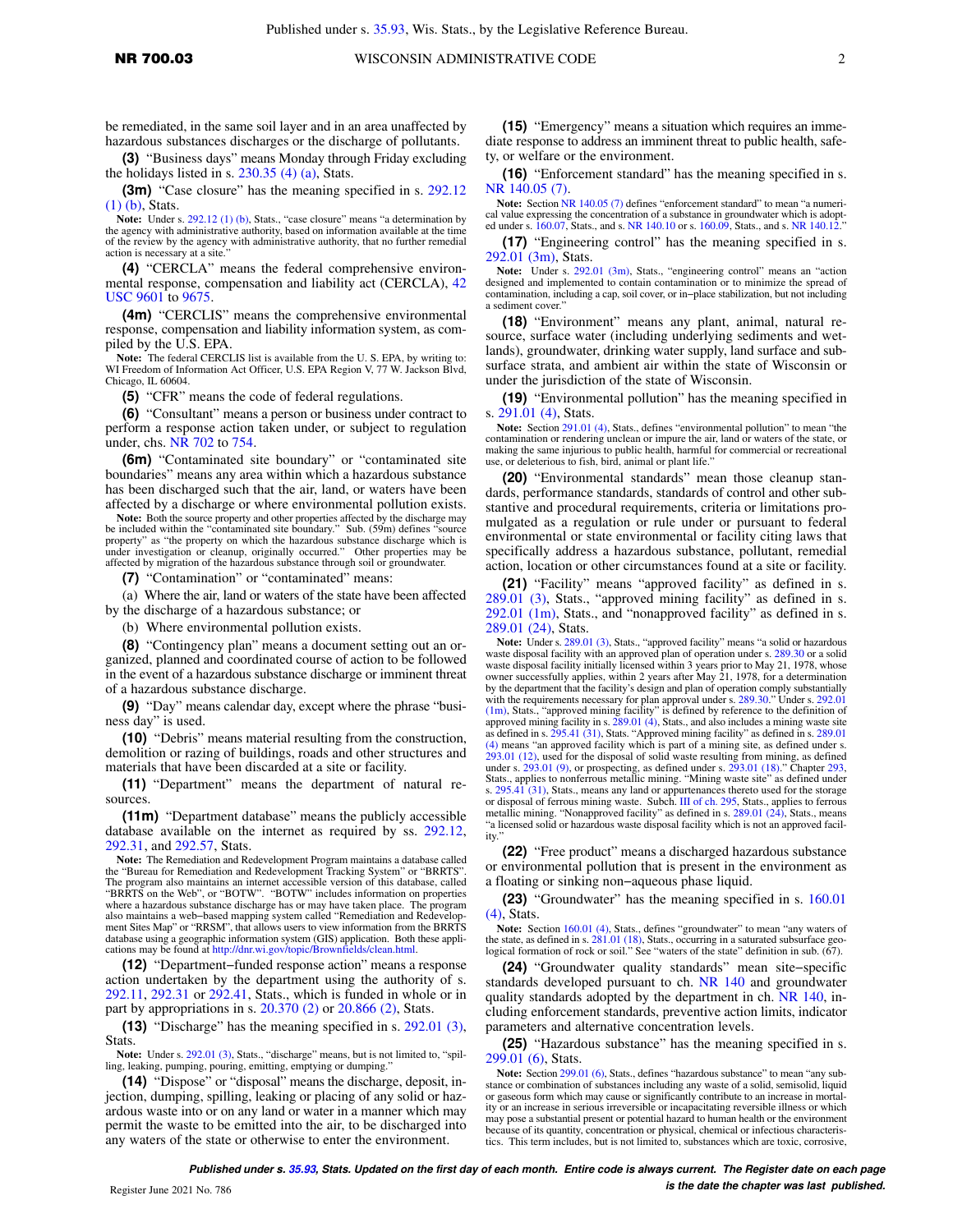be remediated, in the same soil layer and in an area unaffected by hazardous substances discharges or the discharge of pollutants.

**(3)** "Business days" means Monday through Friday excluding the holidays listed in s. 230.35 (4) (a), Stats.

**(3m)** "Case closure" has the meaning specified in s. 292.12 (1) (b), Stats.

Note: Under s. 292.12 (1) (b), Stats., "case closure" means "a determination by the agency with administrative authority, based on information available at the time of the review by the agency with administrative authority, that no further remedial action is necessary at a site."

**(4)** "CERCLA" means the federal comprehensive environmental response, compensation and liability act (CERCLA), 42 USC 9601 to 9675.

**(4m)** "CERCLIS" means the comprehensive environmental response, compensation and liability information system, as compiled by the U.S. EPA.

Note: The federal CERCLIS list is available from the U. S. EPA, by writing to: WI Freedom of Information Act Officer, U.S. EPA Region V, 77 W. Jackson Blvd, Chicago, IL 60604.

**(5)** "CFR" means the code of federal regulations.

**(6)** "Consultant" means a person or business under contract to perform a response action taken under, or subject to regulation under, chs. NR 702 to 754.

**(6m)** "Contaminated site boundary" or "contaminated site boundaries" means any area within which a hazardous substance has been discharged such that the air, land, or waters have been affected by a discharge or where environmental pollution exists.

Note: Both the source property and other properties affected by the discharge may be included within the "contaminated site boundary." Sub. (59m) defines "source property" as "the property on which the hazardous substance discharge which is under investigation or cleanup, originally occurred." Other properties may be affected by migration of the hazardous substance through soil or groundwater.

**(7)** "Contamination" or "contaminated" means:

(a) Where the air, land or waters of the state have been affected by the discharge of a hazardous substance; or

(b) Where environmental pollution exists.

**(8)** "Contingency plan" means a document setting out an organized, planned and coordinated course of action to be followed in the event of a hazardous substance discharge or imminent threat of a hazardous substance discharge.

**(9)** "Day" means calendar day, except where the phrase "business day" is used.

**(10)** "Debris" means material resulting from the construction, demolition or razing of buildings, roads and other structures and materials that have been discarded at a site or facility.

**(11)** "Department" means the department of natural resources.

**(11m)** "Department database" means the publicly accessible database available on the internet as required by ss. 292.12, 292.31, and 292.57, Stats.

Note: The Remediation and Redevelopment Program maintains a database called the "Bureau for Remediation and Redevelopment Tracking System" or "BRRTS". The program also maintains an internet accessible version of this database, called "BRRTS on the Web", or "BOTW". "BOTW" includes information on properties where a hazardous substance discharge has or may have taken place. The program also maintains a web–based mapping system called "Remediation and Redevelopment Sites Map" or "RRSM", that allows users to view information from the BRRTS database using a geographic information system (GIS) application. Both these applications may be found at http://dnr.wi.gov/topic/Brownfields/clean.html.

**(12)** "Department–funded response action" means a response action undertaken by the department using the authority of s. 292.11, 292.31 or 292.41, Stats., which is funded in whole or in part by appropriations in s. 20.370 (2) or 20.866 (2), Stats.

**(13)** "Discharge" has the meaning specified in s. 292.01 (3), Stats.

Note: Under s. 292.01 (3), Stats., "discharge" means, but is not limited to, "spilling, leaking, pumping, pouring, emitting, emptying or dumping."

**(14)** "Dispose" or "disposal" means the discharge, deposit, injection, dumping, spilling, leaking or placing of any solid or hazardous waste into or on any land or water in a manner which may permit the waste to be emitted into the air, to be discharged into any waters of the state or otherwise to enter the environment.

**(15)** "Emergency" means a situation which requires an immediate response to address an imminent threat to public health, safety, or welfare or the environment.

**(16)** "Enforcement standard" has the meaning specified in s. NR 140.05 (7).

Note: Section NR 140.05 (7) defines "enforcement standard" to mean "a numerical value expressing the concentration of a substance in groundwater which is adopted under s. 160.07, Stats., and s. NR 140.10 or s. 160.09, Stats., and s. NR 140.12."

**(17)** "Engineering control" has the meaning specified in s. 292.01 (3m), Stats.

Note: Under s. 292.01 (3m), Stats., "engineering control" means an "action designed and implemented to contain contamination or to minimize the spread of contamination, including a cap, soil cover, or in–place stabilization, but not including a sediment cover."

**(18)** "Environment" means any plant, animal, natural resource, surface water (including underlying sediments and wetlands), groundwater, drinking water supply, land surface and subsurface strata, and ambient air within the state of Wisconsin or under the jurisdiction of the state of Wisconsin.

**(19)** "Environmental pollution" has the meaning specified in s. 291.01 (4), Stats.

Note: Section 291.01 (4), Stats., defines "environmental pollution" to mean "the contamination or rendering unclean or impure the air, land or waters of the state, or making the same injurious to public health, harmful for commercial or recreational use, or deleterious to fish, bird, animal or plant life."

**(20)** "Environmental standards" mean those cleanup standards, performance standards, standards of control and other substantive and procedural requirements, criteria or limitations promulgated as a regulation or rule under or pursuant to federal environmental or state environmental or facility citing laws that specifically address a hazardous substance, pollutant, remedial action, location or other circumstances found at a site or facility.

**(21)** "Facility" means "approved facility" as defined in s. 289.01 (3), Stats., "approved mining facility" as defined in s. 292.01 (1m), Stats., and "nonapproved facility" as defined in s. 289.01 (24), Stats.

Note: Under s. 289.01 (3), Stats., "approved facility" means "a solid or hazardous waste disposal facility with an approved plan of operation under s. 289.30 or a solid waste disposal facility initially licensed within 3 years prior to May 21, 1978, whose owner successfully applies, within 2 years after May 21, 1978, for a determination by the department that the facility's design and plan of operation comply substantially with the requirements necessary for plan approval under s. 289.30." Under s. 292.01 (1m), Stats., "approved mining facility" is defined by reference to the definition of approved mining facility in s. 289.01 (4), Stats., and also includes a mining waste site as defined in s. 295.41 (31), Stats. "Approved mining facility" as defined in s. 289.01 (4) means "an approved facility which is part of a mining site, as defined under s. 293.01 (12), used for the disposal of solid waste resulting from mining, as defined under s. 293.01 (9), or prospecting, as defined under s. 293.01 (18)." Chapter 293, Stats., applies to nonferrous metallic mining. "Mining waste site" as defined under s. 295.41 (31), Stats., means any land or appurtenances thereto used for the storage or disposal of ferrous mining waste. Subch. III of ch. 295, Stats., applies to ferrous metallic mining. "Nonapproved facility" as defined in s. 289.01 (24), Stats., means "a licensed solid or hazardous waste disposal facility which is not an approved facility."

**(22)** "Free product" means a discharged hazardous substance or environmental pollution that is present in the environment as a floating or sinking non–aqueous phase liquid.

**(23)** "Groundwater" has the meaning specified in s. 160.01 (4), Stats.

Note: Section 160.01 (4), Stats., defines "groundwater" to mean "any waters of the state, as defined in s. 281.01 (18), Stats., occurring in a saturated subsurface geological formation of rock or soil." See "waters of the state" definition in sub. (67).

**(24)** "Groundwater quality standards" mean site–specific standards developed pursuant to ch. NR 140 and groundwater quality standards adopted by the department in ch. NR 140, including enforcement standards, preventive action limits, indicator parameters and alternative concentration levels.

**(25)** "Hazardous substance" has the meaning specified in s. 299.01 (6), Stats.

Note: Section 299.01 (6), Stats., defines "hazardous substance" to mean "any substance or combination of substances including any waste of a solid, semisolid, liquid or gaseous form which may cause or significantly contribute to an increase in mortality or an increase in serious irreversible or incapacitating reversible illness or which may pose a substantial present or potential hazard to human health or the environment because of its quantity, concentration or physical, chemical or infectious characteristics. This term includes, but is not limited to, substances which are toxic, corrosive,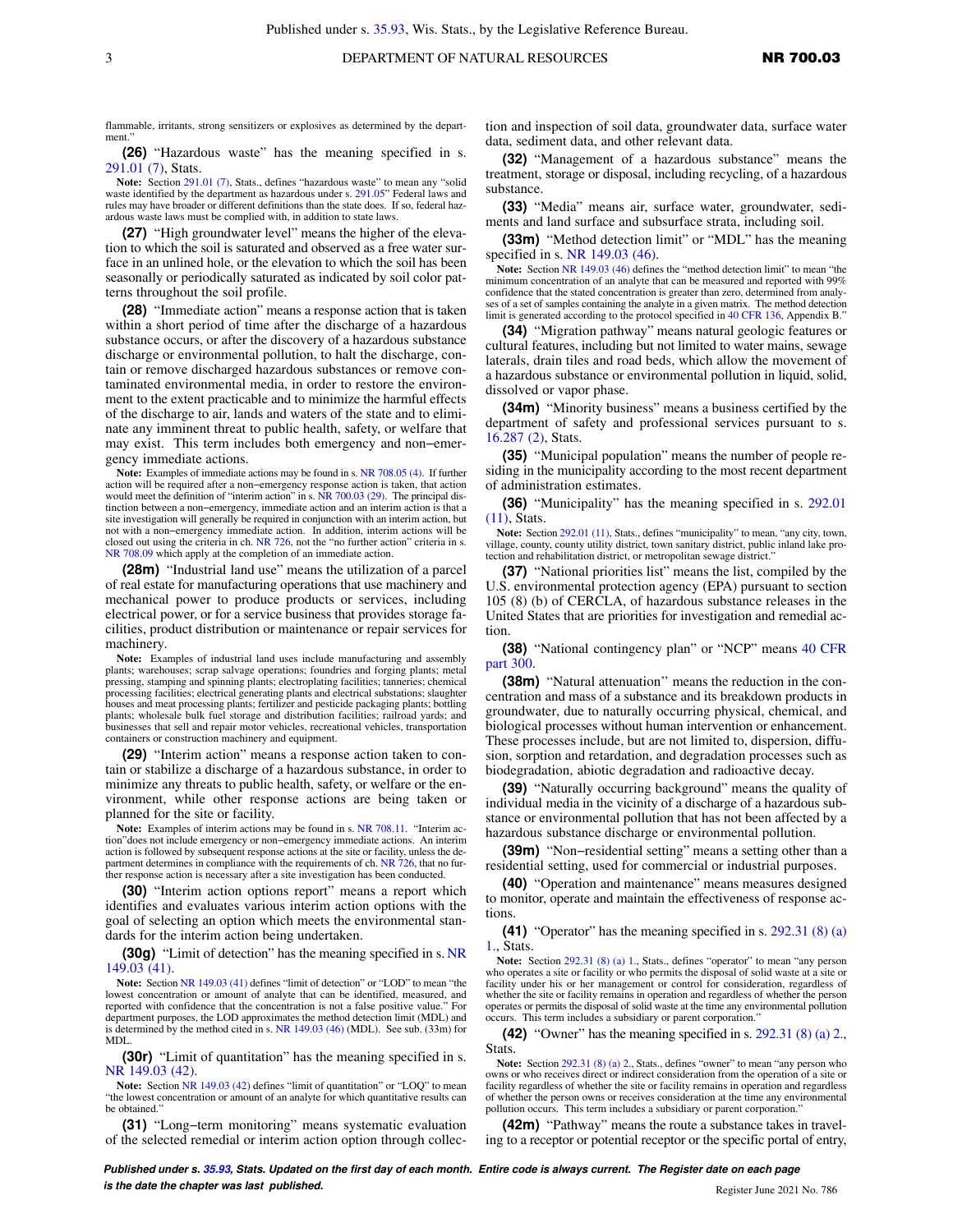flammable, irritants, strong sensitizers or explosives as determined by the department."

**(26)** "Hazardous waste" has the meaning specified in s. 291.01 (7), Stats.

**Note:** Section 291.01 (7), Stats., defines "hazardous waste" to mean any "solid waste identified by the department as hazardous under s. 291.05" Federal laws and rules may have broader or different definitions than the state does. If so, federal hazardous waste laws must be complied with, in addition to state laws.

**(27)** "High groundwater level" means the higher of the elevation to which the soil is saturated and observed as a free water surface in an unlined hole, or the elevation to which the soil has been seasonally or periodically saturated as indicated by soil color patterns throughout the soil profile.

**(28)** "Immediate action" means a response action that is taken within a short period of time after the discharge of a hazardous substance occurs, or after the discovery of a hazardous substance discharge or environmental pollution, to halt the discharge, contain or remove discharged hazardous substances or remove contaminated environmental media, in order to restore the environment to the extent practicable and to minimize the harmful effects of the discharge to air, lands and waters of the state and to eliminate any imminent threat to public health, safety, or welfare that may exist. This term includes both emergency and non–emergency immediate actions.

**Note:** Examples of immediate actions may be found in s. NR 708.05 (4). If further action will be required after a non–emergency response action is taken, that action would meet the definition of "interim action" in s. NR 700.03 (29). The principal distinction between a non–emergency, immediate action and an interim action is that a site investigation will generally be required in conjunction with an interim action, but not with a non–emergency immediate action. In addition, interim actions will be closed out using the criteria in ch. NR 726, not the "no further action" criteria in s. NR 708.09 which apply at the completion of an immediate action.

**(28m)** "Industrial land use" means the utilization of a parcel of real estate for manufacturing operations that use machinery and mechanical power to produce products or services, including electrical power, or for a service business that provides storage facilities, product distribution or maintenance or repair services for machinery.

**Note:** Examples of industrial land uses include manufacturing and assembly plants; warehouses; scrap salvage operations; foundries and forging plants; metal pressing, stamping and spinning plants; electroplating facilities; tanneries; chemical processing facilities; electrical generating plants and electrical substations; slaughter houses and meat processing plants; fertilizer and pesticide packaging plants; bottling plants; wholesale bulk fuel storage and distribution facilities; railroad yards; and businesses that sell and repair motor vehicles, recreational vehicles, transportation containers or construction machinery and equipment.

**(29)** "Interim action" means a response action taken to contain or stabilize a discharge of a hazardous substance, in order to minimize any threats to public health, safety, or welfare or the environment, while other response actions are being taken or planned for the site or facility.

**Note:** Examples of interim actions may be found in s. NR 708.11. "Interim action"does not include emergency or non–emergency immediate actions. An interim action is followed by subsequent response actions at the site or facility, unless the department determines in compliance with the requirements of ch. NR 726, that no further response action is necessary after a site investigation has been conducted.

**(30)** "Interim action options report" means a report which identifies and evaluates various interim action options with the goal of selecting an option which meets the environmental standards for the interim action being undertaken.

**(30g)** "Limit of detection" has the meaning specified in s. NR 149.03 (41).

**Note:** Section NR 149.03 (41) defines "limit of detection" or "LOD" to mean "the lowest concentration or amount of analyte that can be identified, measured, and reported with confidence that the concentration is not a false positive value." For department purposes, the LOD approximates the method detection limit (MDL) and is determined by the method cited in s. NR 149.03 (46) (MDL). See sub. (33m) for MDL.

**(30r)** "Limit of quantitation" has the meaning specified in s. NR 149.03 (42).

**Note:** Section NR 149.03 (42) defines "limit of quantitation" or "LOQ" to mean "the lowest concentration or amount of an analyte for which quantitative results can be obtained."

**(31)** "Long–term monitoring" means systematic evaluation of the selected remedial or interim action option through collection and inspection of soil data, groundwater data, surface water data, sediment data, and other relevant data.

**(32)** "Management of a hazardous substance" means the treatment, storage or disposal, including recycling, of a hazardous substance.

**(33)** "Media" means air, surface water, groundwater, sediments and land surface and subsurface strata, including soil.

**(33m)** "Method detection limit" or "MDL" has the meaning specified in s. NR 149.03 (46).

**Note:** Section NR 149.03 (46) defines the "method detection limit" to mean "the minimum concentration of an analyte that can be measured and reported with 99% confidence that the stated concentration is greater than zero, determined from analyses of a set of samples containing the analyte in a given matrix. The method detection limit is generated according to the protocol specified in 40 CFR 136, Appendix B."

**(34)** "Migration pathway" means natural geologic features or cultural features, including but not limited to water mains, sewage laterals, drain tiles and road beds, which allow the movement of a hazardous substance or environmental pollution in liquid, solid, dissolved or vapor phase.

**(34m)** "Minority business" means a business certified by the department of safety and professional services pursuant to s. 16.287 (2), Stats.

**(35)** "Municipal population" means the number of people residing in the municipality according to the most recent department of administration estimates.

**(36)** "Municipality" has the meaning specified in s. 292.01 (11), Stats.

**Note:** Section 292.01 (11), Stats., defines "municipality" to mean, "any city, town, village, county, county utility district, town sanitary district, public inland lake protection and rehabilitation district, or metropolitan sewage district."

**(37)** "National priorities list" means the list, compiled by the U.S. environmental protection agency (EPA) pursuant to section 105 (8) (b) of CERCLA, of hazardous substance releases in the United States that are priorities for investigation and remedial action.

**(38)** "National contingency plan" or "NCP" means 40 CFR part 300.

**(38m)** "Natural attenuation'' means the reduction in the concentration and mass of a substance and its breakdown products in groundwater, due to naturally occurring physical, chemical, and biological processes without human intervention or enhancement. These processes include, but are not limited to, dispersion, diffusion, sorption and retardation, and degradation processes such as biodegradation, abiotic degradation and radioactive decay.

**(39)** "Naturally occurring background" means the quality of individual media in the vicinity of a discharge of a hazardous substance or environmental pollution that has not been affected by a hazardous substance discharge or environmental pollution.

**(39m)** "Non–residential setting" means a setting other than a residential setting, used for commercial or industrial purposes.

**(40)** "Operation and maintenance" means measures designed to monitor, operate and maintain the effectiveness of response actions.

**(41)** "Operator" has the meaning specified in s. 292.31 (8) (a) 1., Stats.

**Note:** Section 292.31 (8) (a) 1., Stats., defines "operator" to mean "any person who operates a site or facility or who permits the disposal of solid waste at a site or facility under his or her management or control for consideration, regardless of whether the site or facility remains in operation and regardless of whether the person operates or permits the disposal of solid waste at the time any environmental pollution occurs. This term includes a subsidiary or parent corporation."

**(42)** "Owner" has the meaning specified in s. 292.31 (8) (a) 2., Stats.

**Note:** Section 292.31 (8) (a) 2., Stats., defines "owner" to mean "any person who owns or who receives direct or indirect consideration from the operation of a site or facility regardless of whether the site or facility remains in operation and regardless of whether the person owns or receives consideration at the time any environmental pollution occurs. This term includes a subsidiary or parent corporation."

**(42m)** "Pathway" means the route a substance takes in traveling to a receptor or potential receptor or the specific portal of entry,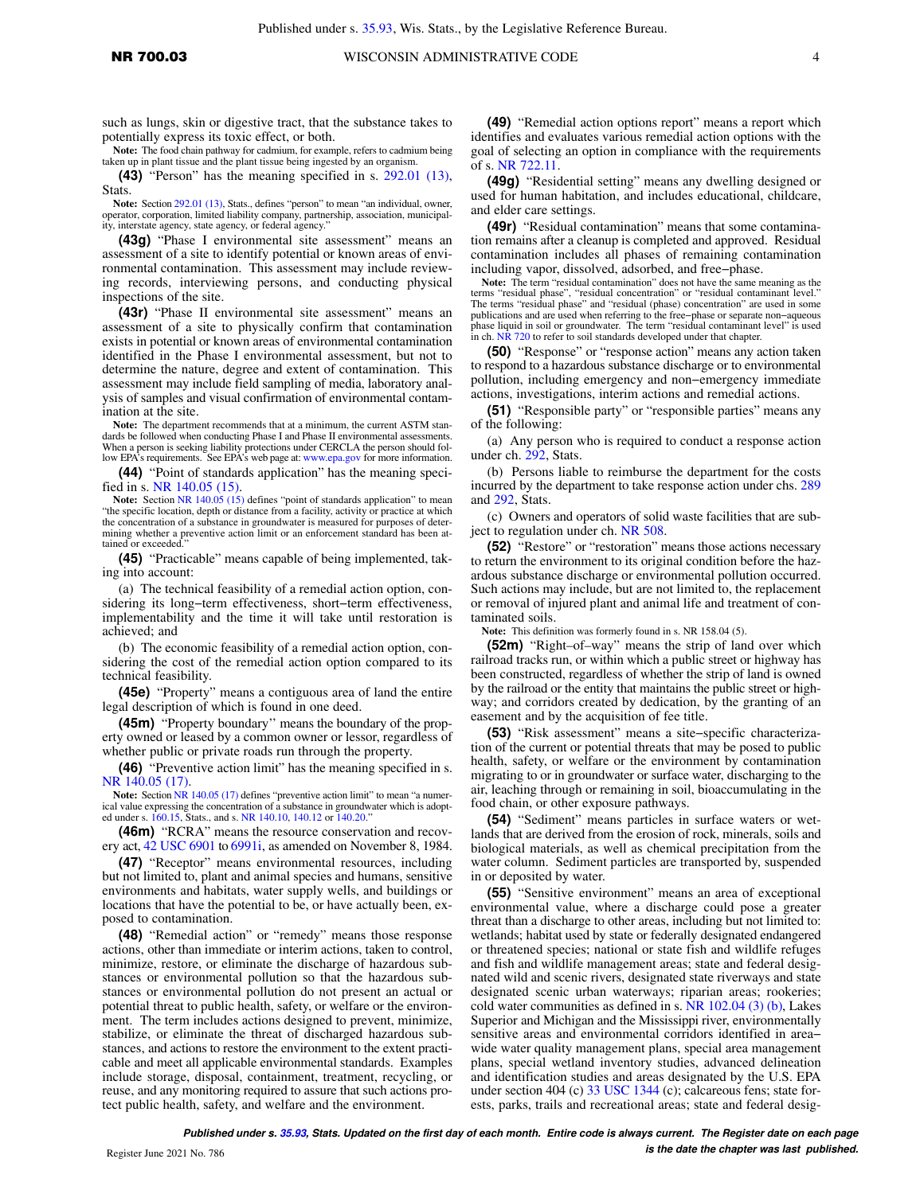such as lungs, skin or digestive tract, that the substance takes to potentially express its toxic effect, or both.

**Note:** The food chain pathway for cadmium, for example, refers to cadmium being taken up in plant tissue and the plant tissue being ingested by an organism.

**(43)** "Person" has the meaning specified in s. 292.01 (13), Stats.

**Note:** Section 292.01 (13), Stats., defines "person" to mean "an individual, owner, operator, corporation, limited liability company, partnership, association, municipality, interstate agency, state agency, or federal agency."

**(43g)** "Phase I environmental site assessment" means an assessment of a site to identify potential or known areas of environmental contamination. This assessment may include reviewing records, interviewing persons, and conducting physical inspections of the site.

**(43r)** "Phase II environmental site assessment" means an assessment of a site to physically confirm that contamination exists in potential or known areas of environmental contamination identified in the Phase I environmental assessment, but not to determine the nature, degree and extent of contamination. This assessment may include field sampling of media, laboratory analysis of samples and visual confirmation of environmental contamination at the site.

**Note:** The department recommends that at a minimum, the current ASTM standards be followed when conducting Phase I and Phase II environmental assessments. When a person is seeking liability protections under CERCLA the person should follow EPA's requirements. See EPA's web page at: www.epa.gov for more information.

**(44)** "Point of standards application" has the meaning specified in s. NR 140.05 (15).

**Note:** Section NR 140.05 (15) defines "point of standards application" to mean "the specific location, depth or distance from a facility, activity or practice at which the concentration of a substance in groundwater is measured for purposes of determining whether a preventive action limit or an enforcement standard has been attained or exceeded."

**(45)** "Practicable" means capable of being implemented, taking into account:

(a) The technical feasibility of a remedial action option, considering its long–term effectiveness, short–term effectiveness, implementability and the time it will take until restoration is achieved; and

(b) The economic feasibility of a remedial action option, considering the cost of the remedial action option compared to its technical feasibility.

**(45e)** "Property" means a contiguous area of land the entire legal description of which is found in one deed.

**(45m)** "Property boundary'' means the boundary of the property owned or leased by a common owner or lessor, regardless of whether public or private roads run through the property.

**(46)** "Preventive action limit" has the meaning specified in s. NR 140.05 (17).

**Note:** Section NR 140.05 (17) defines "preventive action limit" to mean "a numerical value expressing the concentration of a substance in groundwater which is adopted under s. 160.15, Stats., and s. NR 140.10, 140.12 or 140.20."

**(46m)** "RCRA" means the resource conservation and recovery act, 42 USC 6901 to 6991i, as amended on November 8, 1984.

**(47)** "Receptor" means environmental resources, including but not limited to, plant and animal species and humans, sensitive environments and habitats, water supply wells, and buildings or locations that have the potential to be, or have actually been, exposed to contamination.

**(48)** "Remedial action" or "remedy" means those response actions, other than immediate or interim actions, taken to control, minimize, restore, or eliminate the discharge of hazardous substances or environmental pollution so that the hazardous substances or environmental pollution do not present an actual or potential threat to public health, safety, or welfare or the environment. The term includes actions designed to prevent, minimize, stabilize, or eliminate the threat of discharged hazardous substances, and actions to restore the environment to the extent practicable and meet all applicable environmental standards. Examples include storage, disposal, containment, treatment, recycling, or reuse, and any monitoring required to assure that such actions protect public health, safety, and welfare and the environment.

**(49)** "Remedial action options report" means a report which identifies and evaluates various remedial action options with the goal of selecting an option in compliance with the requirements of s. NR 722.11.

**(49g)** "Residential setting" means any dwelling designed or used for human habitation, and includes educational, childcare, and elder care settings.

**(49r)** "Residual contamination" means that some contamination remains after a cleanup is completed and approved. Residual contamination includes all phases of remaining contamination including vapor, dissolved, adsorbed, and free–phase.

**Note:** The term "residual contamination" does not have the same meaning as the terms "residual phase", "residual concentration" or "residual contaminant level." The terms "residual phase" and "residual (phase) concentration" are used in some publications and are used when referring to the free–phase or separate non–aqueous phase liquid in soil or groundwater. The term "residual contaminant level" is used in ch. NR 720 to refer to soil standards developed under that chapter.

**(50)** "Response" or "response action" means any action taken to respond to a hazardous substance discharge or to environmental pollution, including emergency and non–emergency immediate actions, investigations, interim actions and remedial actions.

**(51)** "Responsible party" or "responsible parties" means any of the following:

(a) Any person who is required to conduct a response action under ch. 292, Stats.

(b) Persons liable to reimburse the department for the costs incurred by the department to take response action under chs. 289 and 292, Stats.

(c) Owners and operators of solid waste facilities that are subject to regulation under ch. NR 508.

**(52)** "Restore" or "restoration" means those actions necessary to return the environment to its original condition before the hazardous substance discharge or environmental pollution occurred. Such actions may include, but are not limited to, the replacement or removal of injured plant and animal life and treatment of contaminated soils.

**Note:** This definition was formerly found in s. NR 158.04 (5).

**(52m)** "Right–of–way" means the strip of land over which railroad tracks run, or within which a public street or highway has been constructed, regardless of whether the strip of land is owned by the railroad or the entity that maintains the public street or highway; and corridors created by dedication, by the granting of an easement and by the acquisition of fee title.

**(53)** "Risk assessment" means a site–specific characterization of the current or potential threats that may be posed to public health, safety, or welfare or the environment by contamination migrating to or in groundwater or surface water, discharging to the air, leaching through or remaining in soil, bioaccumulating in the food chain, or other exposure pathways.

**(54)** "Sediment" means particles in surface waters or wetlands that are derived from the erosion of rock, minerals, soils and biological materials, as well as chemical precipitation from the water column. Sediment particles are transported by, suspended in or deposited by water.

**(55)** "Sensitive environment" means an area of exceptional environmental value, where a discharge could pose a greater threat than a discharge to other areas, including but not limited to: wetlands; habitat used by state or federally designated endangered or threatened species; national or state fish and wildlife refuges and fish and wildlife management areas; state and federal designated wild and scenic rivers, designated state riverways and state designated scenic urban waterways; riparian areas; rookeries; cold water communities as defined in s. NR 102.04 (3) (b), Lakes Superior and Michigan and the Mississippi river, environmentally sensitive areas and environmental corridors identified in area–wide water quality management plans, special area management plans, special wetland inventory studies, advanced delineation and identification studies and areas designated by the U.S. EPA under section 404 (c) 33 USC 1344 (c); calcareous fens; state forests, parks, trails and recreational areas; state and federal desig-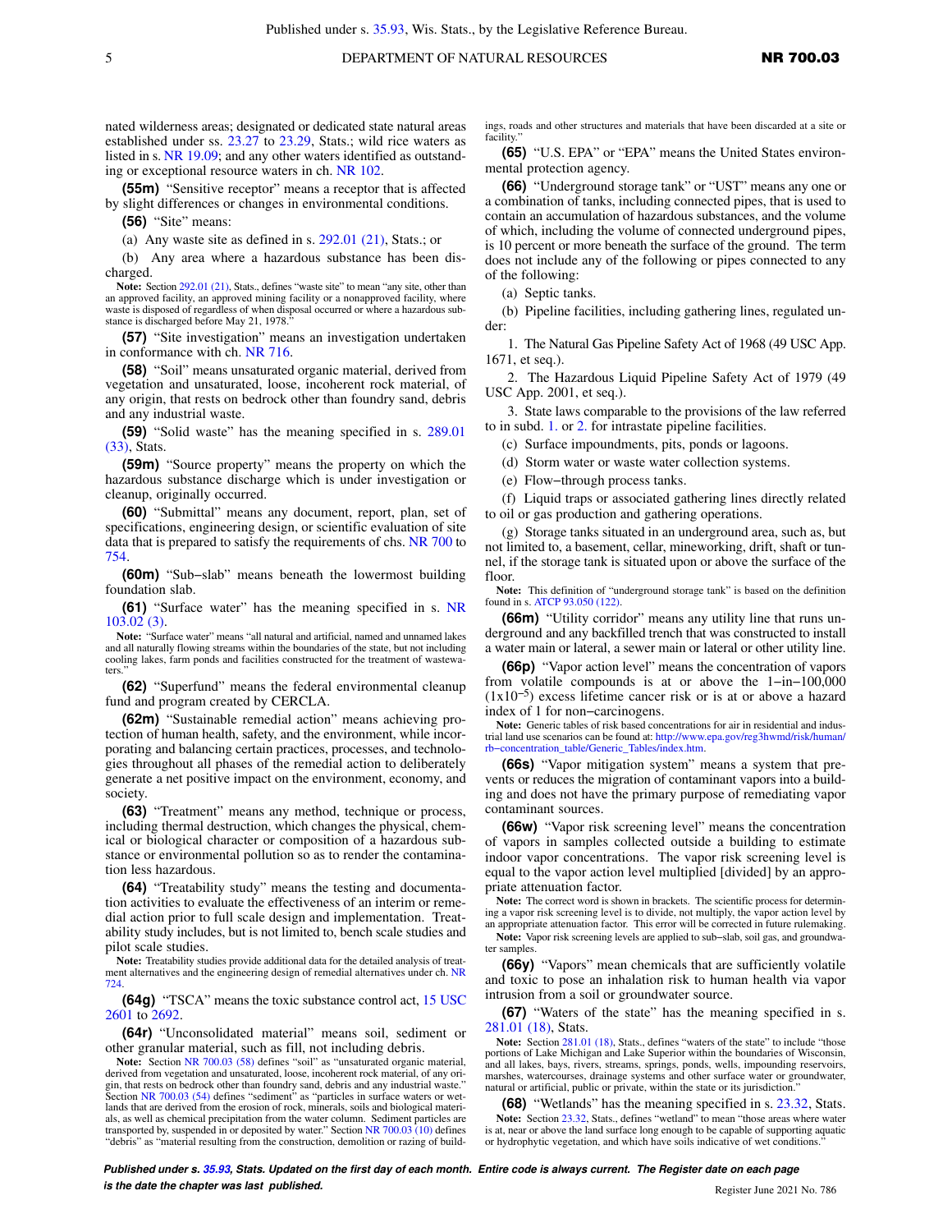nated wilderness areas; designated or dedicated state natural areas established under ss. 23.27 to 23.29, Stats.; wild rice waters as listed in s. NR 19.09; and any other waters identified as outstanding or exceptional resource waters in ch. NR 102.

**(55m)** "Sensitive receptor" means a receptor that is affected by slight differences or changes in environmental conditions.

**(56)** "Site" means:

(a) Any waste site as defined in s. 292.01 (21), Stats.; or

(b) Any area where a hazardous substance has been discharged.

Note: Section 292.01 (21), Stats., defines "waste site" to mean "any site, other than an approved facility, an approved mining facility or a nonapproved facility, where waste is disposed of regardless of when disposal occurred or where a hazardous substance is discharged before May 21, 1978."

**(57)** "Site investigation" means an investigation undertaken in conformance with ch. NR 716.

**(58)** "Soil" means unsaturated organic material, derived from vegetation and unsaturated, loose, incoherent rock material, of any origin, that rests on bedrock other than foundry sand, debris and any industrial waste.

**(59)** "Solid waste" has the meaning specified in s. 289.01 (33), Stats.

**(59m)** "Source property" means the property on which the hazardous substance discharge which is under investigation or cleanup, originally occurred.

**(60)** "Submittal" means any document, report, plan, set of specifications, engineering design, or scientific evaluation of site data that is prepared to satisfy the requirements of chs. NR 700 to 754.

**(60m)** "Sub–slab" means beneath the lowermost building foundation slab.

**(61)** "Surface water" has the meaning specified in s. NR 103.02 (3).

Note: "Surface water" means "all natural and artificial, named and unnamed lakes and all naturally flowing streams within the boundaries of the state, but not including cooling lakes, farm ponds and facilities constructed for the treatment of wastewaters."

**(62)** "Superfund" means the federal environmental cleanup fund and program created by CERCLA.

**(62m)** "Sustainable remedial action" means achieving protection of human health, safety, and the environment, while incorporating and balancing certain practices, processes, and technologies throughout all phases of the remedial action to deliberately generate a net positive impact on the environment, economy, and society.

**(63)** "Treatment" means any method, technique or process, including thermal destruction, which changes the physical, chemical or biological character or composition of a hazardous substance or environmental pollution so as to render the contamination less hazardous.

**(64)** "Treatability study" means the testing and documentation activities to evaluate the effectiveness of an interim or remedial action prior to full scale design and implementation. Treatability study includes, but is not limited to, bench scale studies and pilot scale studies.

Note: Treatability studies provide additional data for the detailed analysis of treatment alternatives and the engineering design of remedial alternatives under ch. NR 724.

**(64g)** "TSCA" means the toxic substance control act, 15 USC 2601 to 2692.

**(64r)** "Unconsolidated material" means soil, sediment or other granular material, such as fill, not including debris.

Note: Section NR 700.03 (58) defines "soil" as "unsaturated organic material, derived from vegetation and unsaturated, loose, incoherent rock material, of any origin, that rests on bedrock other than foundry sand, debris and any industrial waste." Section NR 700.03 (54) defines "sediment" as "particles in surface waters or wetlands that are derived from the erosion of rock, minerals, soils and biological materials, as well as chemical precipitation from the water column. Sediment particles are transported by, suspended in or deposited by water." Section NR 700.03 (10) defines "debris" as "material resulting from the construction, demolition or razing of buildings, roads and other structures and materials that have been discarded at a site or facility."

**(65)** "U.S. EPA" or "EPA" means the United States environmental protection agency.

**(66)** "Underground storage tank" or "UST" means any one or a combination of tanks, including connected pipes, that is used to contain an accumulation of hazardous substances, and the volume of which, including the volume of connected underground pipes, is 10 percent or more beneath the surface of the ground. The term does not include any of the following or pipes connected to any of the following:

(a) Septic tanks.

(b) Pipeline facilities, including gathering lines, regulated under:

1. The Natural Gas Pipeline Safety Act of 1968 (49 USC App. 1671, et seq.).

2. The Hazardous Liquid Pipeline Safety Act of 1979 (49 USC App. 2001, et seq.).

3. State laws comparable to the provisions of the law referred to in subd. 1. or 2. for intrastate pipeline facilities.

(c) Surface impoundments, pits, ponds or lagoons.

(d) Storm water or waste water collection systems.

(e) Flow–through process tanks.

(f) Liquid traps or associated gathering lines directly related to oil or gas production and gathering operations.

(g) Storage tanks situated in an underground area, such as, but not limited to, a basement, cellar, mineworking, drift, shaft or tunnel, if the storage tank is situated upon or above the surface of the floor.

Note: This definition of "underground storage tank" is based on the definition found in s. ATCP 93.050 (122).

**(66m)** "Utility corridor" means any utility line that runs underground and any backfilled trench that was constructed to install a water main or lateral, a sewer main or lateral or other utility line.

**(66p)** "Vapor action level" means the concentration of vapors from volatile compounds is at or above the 1–in–100,000 ($1x10^{-5}$) excess lifetime cancer risk or is at or above a hazard index of 1 for non–carcinogens.

Note: Generic tables of risk based concentrations for air in residential and industrial land use scenarios can be found at: http://www.epa.gov/reg3hwmd/risk/human/rb–concentration_table/Generic_Tables/index.htm.

**(66s)** "Vapor mitigation system" means a system that prevents or reduces the migration of contaminant vapors into a building and does not have the primary purpose of remediating vapor contaminant sources.

**(66w)** "Vapor risk screening level" means the concentration of vapors in samples collected outside a building to estimate indoor vapor concentrations. The vapor risk screening level is equal to the vapor action level multiplied [divided] by an appropriate attenuation factor.

Note: The correct word is shown in brackets. The scientific process for determining a vapor risk screening level is to divide, not multiply, the vapor action level by an appropriate attenuation factor. This error will be corrected in future rulemaking.

Note: Vapor risk screening levels are applied to sub–slab, soil gas, and groundwater samples.

**(66y)** "Vapors" mean chemicals that are sufficiently volatile and toxic to pose an inhalation risk to human health via vapor intrusion from a soil or groundwater source.

**(67)** "Waters of the state" has the meaning specified in s. 281.01 (18), Stats.

Note: Section 281.01 (18), Stats., defines "waters of the state" to include "those portions of Lake Michigan and Lake Superior within the boundaries of Wisconsin, and all lakes, bays, rivers, streams, springs, ponds, wells, impounding reservoirs, marshes, watercourses, drainage systems and other surface water or groundwater, natural or artificial, public or private, within the state or its jurisdiction."

**(68)** "Wetlands" has the meaning specified in s. 23.32, Stats.

Note: Section 23.32, Stats., defines "wetland" to mean "those areas where water is at, near or above the land surface long enough to be capable of supporting aquatic or hydrophytic vegetation, and which have soils indicative of wet conditions."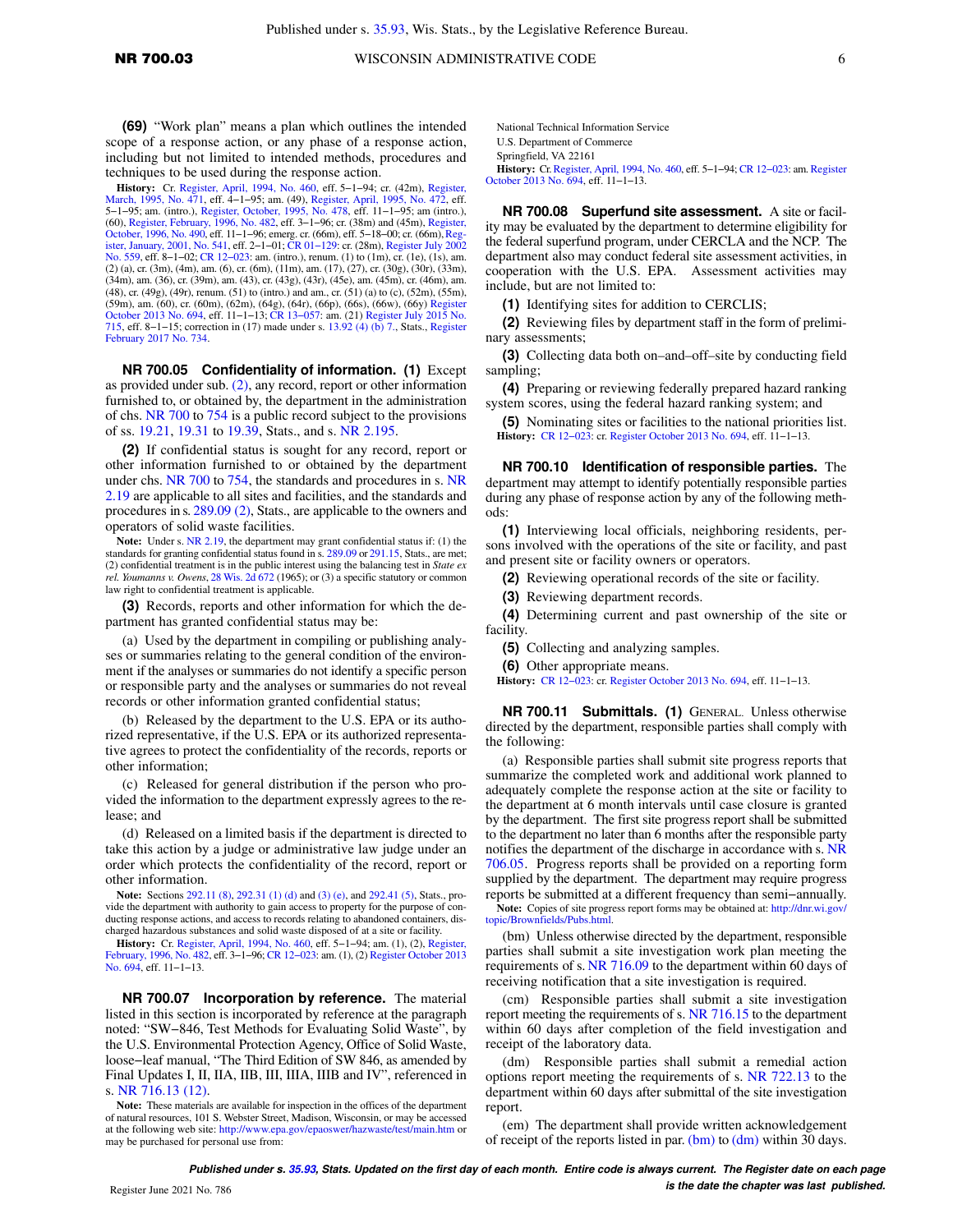**(69)** "Work plan" means a plan which outlines the intended scope of a response action, or any phase of a response action, including but not limited to intended methods, procedures and techniques to be used during the response action.

**History:** Cr. Register, April, 1994, No. 460, eff. 5−1−94; cr. (42m), Register, March, 1995, No. 471, eff. 4−1−95; am. (49), Register, April, 1995, No. 472, eff. 5−1−95; am. (intro.), Register, October, 1995, No. 478, eff. 11−1−95; am (intro.), (60), Register, February, 1996, No. 482, eff. 3−1−96; cr. (38m) and (45m), Register, October, 1996, No. 490, eff. 11−1−96; emerg. cr. (66m), eff. 5−18−00; cr. (66m), Register, January, 2001, No. 541, eff. 2−1−01; CR 01−129: cr. (28m), Register July 2002 No. 559, eff. 8−1−02; CR 12−023: am. (intro.), renum. (1) to (1m), cr. (1e), (1s), am. (2) (a), cr. (3m), (4m), am. (6), cr. (6m), (11m), am. (17), (27), cr. (30g), (30r), (33m), (34m), am. (36), cr. (39m), am. (43), cr. (43g), (43r), (45e), am. (45m), cr. (46m), am. (48), cr. (49g), (49r), renum. (51) to (intro.) and am., cr. (51) (a) to (c), (52m), (55m), (59m), am. (60), cr. (60m), (62m), (64g), (64r), (66p), (66s), (66w), (66y) Register October 2013 No. 694, eff. 11−1−13; CR 13−057: am. (21) Register July 2015 No. 715, eff. 8−1−15; correction in (17) made under s. 13.92 (4) (b) 7., Stats., Register February 2017 No. 734.

**NR 700.05 Confidentiality of information. (1)** Except as provided under sub. (2), any record, report or other information furnished to, or obtained by, the department in the administration of chs. NR 700 to 754 is a public record subject to the provisions of ss. 19.21, 19.31 to 19.39, Stats., and s. NR 2.195.

**(2)** If confidential status is sought for any record, report or other information furnished to or obtained by the department under chs. NR 700 to 754, the standards and procedures in s. NR 2.19 are applicable to all sites and facilities, and the standards and procedures in s. 289.09 (2), Stats., are applicable to the owners and operators of solid waste facilities.

**Note:** Under s. NR 2.19, the department may grant confidential status if: (1) the standards for granting confidential status found in s. 289.09 or 291.15, Stats., are met; (2) confidential treatment is in the public interest using the balancing test in *State ex rel. Youmanns v. Owens*, 28 Wis. 2d 672 (1965); or (3) a specific statutory or common law right to confidential treatment is applicable.

**(3)** Records, reports and other information for which the department has granted confidential status may be:

(a) Used by the department in compiling or publishing analyses or summaries relating to the general condition of the environment if the analyses or summaries do not identify a specific person or responsible party and the analyses or summaries do not reveal records or other information granted confidential status;

(b) Released by the department to the U.S. EPA or its authorized representative, if the U.S. EPA or its authorized representative agrees to protect the confidentiality of the records, reports or other information;

(c) Released for general distribution if the person who provided the information to the department expressly agrees to the release; and

(d) Released on a limited basis if the department is directed to take this action by a judge or administrative law judge under an order which protects the confidentiality of the record, report or other information.

**Note:** Sections 292.11 (8), 292.31 (1) (d) and (3) (e), and 292.41 (5), Stats., provide the department with authority to gain access to property for the purpose of conducting response actions, and access to records relating to abandoned containers, discharged hazardous substances and solid waste disposed of at a site or facility.

**History:** Cr. Register, April, 1994, No. 460, eff. 5−1−94; am. (1), (2), Register, February, 1996, No. 482, eff. 3−1−96; CR 12−023: am. (1), (2) Register October 2013 No. 694, eff. 11−1−13.

**NR 700.07 Incorporation by reference.** The material listed in this section is incorporated by reference at the paragraph noted: "SW−846, Test Methods for Evaluating Solid Waste", by the U.S. Environmental Protection Agency, Office of Solid Waste, loose−leaf manual, "The Third Edition of SW 846, as amended by Final Updates I, II, IIA, IIB, III, IIIA, IIIB and IV", referenced in s. NR 716.13 (12).

**Note:** These materials are available for inspection in the offices of the department of natural resources, 101 S. Webster Street, Madison, Wisconsin, or may be accessed at the following web site: http://www.epa.gov/epaoswer/hazwaste/test/main.htm or may be purchased for personal use from:

National Technical Information Service
U.S. Department of Commerce
Springfield, VA 22161

**History:** Cr. Register, April, 1994, No. 460, eff. 5−1−94; CR 12−023: am. Register October 2013 No. 694, eff. 11−1−13.

**NR 700.08 Superfund site assessment.** A site or facility may be evaluated by the department to determine eligibility for the federal superfund program, under CERCLA and the NCP. The department also may conduct federal site assessment activities, in cooperation with the U.S. EPA. Assessment activities may include, but are not limited to:

**(1)** Identifying sites for addition to CERCLIS;

**(2)** Reviewing files by department staff in the form of preliminary assessments;

**(3)** Collecting data both on−and−off−site by conducting field sampling;

**(4)** Preparing or reviewing federally prepared hazard ranking system scores, using the federal hazard ranking system; and

**(5)** Nominating sites or facilities to the national priorities list.

**History:** CR 12−023: cr. Register October 2013 No. 694, eff. 11−1−13.

**NR 700.10 Identification of responsible parties.** The department may attempt to identify potentially responsible parties during any phase of response action by any of the following methods:

**(1)** Interviewing local officials, neighboring residents, persons involved with the operations of the site or facility, and past and present site or facility owners or operators.

**(2)** Reviewing operational records of the site or facility.

**(3)** Reviewing department records.

**(4)** Determining current and past ownership of the site or facility.

**(5)** Collecting and analyzing samples.

**(6)** Other appropriate means.

**History:** CR 12−023: cr. Register October 2013 No. 694, eff. 11−1−13.

**NR 700.11 Submittals. (1)** GENERAL. Unless otherwise directed by the department, responsible parties shall comply with the following:

(a) Responsible parties shall submit site progress reports that summarize the completed work and additional work planned to adequately complete the response action at the site or facility to the department at 6 month intervals until case closure is granted by the department. The first site progress report shall be submitted to the department no later than 6 months after the responsible party notifies the department of the discharge in accordance with s. NR 706.05. Progress reports shall be provided on a reporting form supplied by the department. The department may require progress reports be submitted at a different frequency than semi−annually.

**Note:** Copies of site progress report forms may be obtained at: http://dnr.wi.gov/topic/Brownfields/Pubs.html.

(bm) Unless otherwise directed by the department, responsible parties shall submit a site investigation work plan meeting the requirements of s. NR 716.09 to the department within 60 days of receiving notification that a site investigation is required.

(cm) Responsible parties shall submit a site investigation report meeting the requirements of s. NR 716.15 to the department within 60 days after completion of the field investigation and receipt of the laboratory data.

(dm) Responsible parties shall submit a remedial action options report meeting the requirements of s. NR 722.13 to the department within 60 days after submittal of the site investigation report.

(em) The department shall provide written acknowledgement of receipt of the reports listed in par. (bm) to (dm) within 30 days.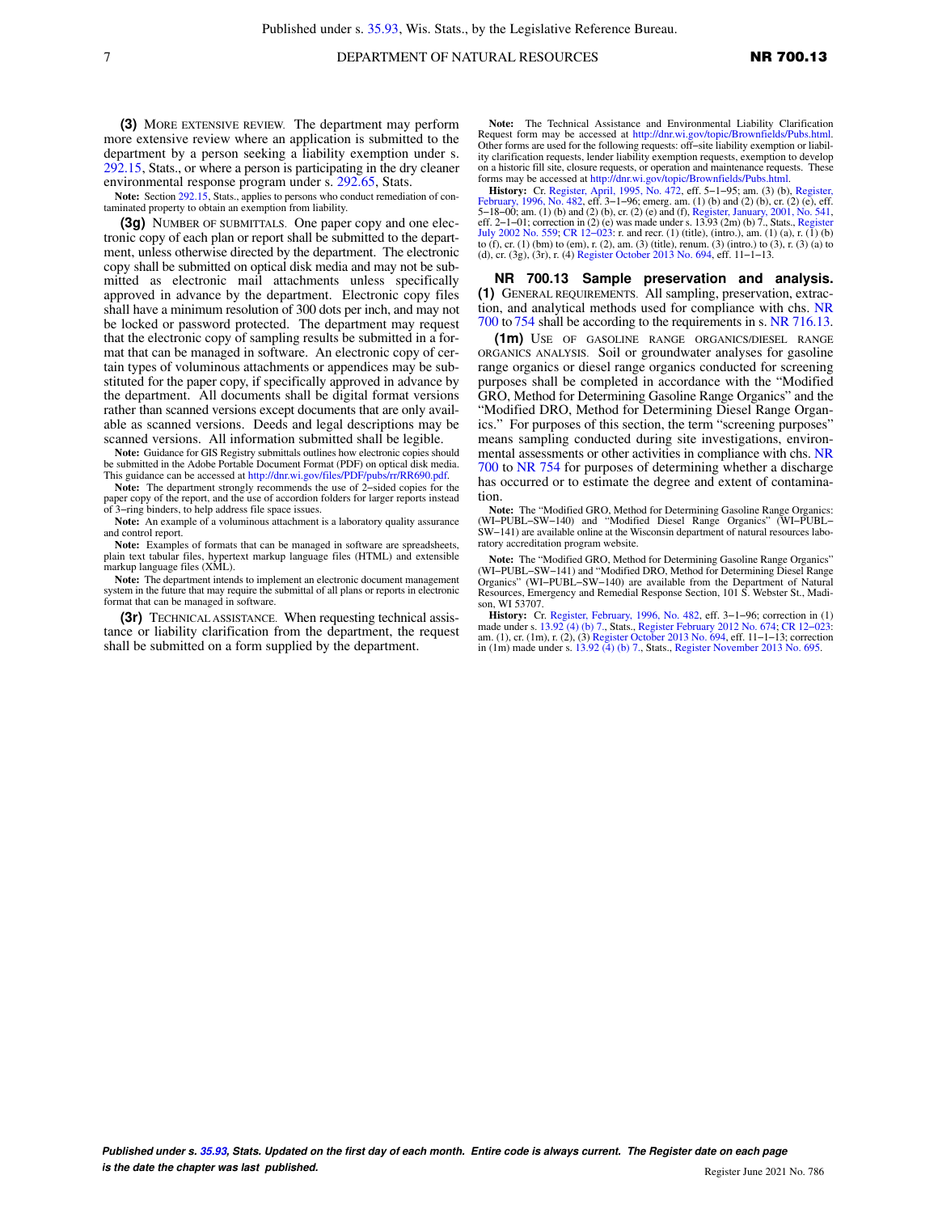**(3)** MORE EXTENSIVE REVIEW. The department may perform more extensive review where an application is submitted to the department by a person seeking a liability exemption under s. 292.15, Stats., or where a person is participating in the dry cleaner environmental response program under s. 292.65, Stats.

**Note:** Section 292.15, Stats., applies to persons who conduct remediation of contaminated property to obtain an exemption from liability.

**(3g)** NUMBER OF SUBMITTALS. One paper copy and one electronic copy of each plan or report shall be submitted to the department, unless otherwise directed by the department. The electronic copy shall be submitted on optical disk media and may not be submitted as electronic mail attachments unless specifically approved in advance by the department. Electronic copy files shall have a minimum resolution of 300 dots per inch, and may not be locked or password protected. The department may request that the electronic copy of sampling results be submitted in a format that can be managed in software. An electronic copy of certain types of voluminous attachments or appendices may be substituted for the paper copy, if specifically approved in advance by the department. All documents shall be digital format versions rather than scanned versions except documents that are only available as scanned versions. Deeds and legal descriptions may be scanned versions. All information submitted shall be legible.

**Note:** Guidance for GIS Registry submittals outlines how electronic copies should be submitted in the Adobe Portable Document Format (PDF) on optical disk media. This guidance can be accessed at http://dnr.wi.gov/files/PDF/pubs/rr/RR690.pdf.

**Note:** The department strongly recommends the use of 2-sided copies for the paper copy of the report, and the use of accordion folders for larger reports instead of 3-ring binders, to help address file space issues.

**Note:** An example of a voluminous attachment is a laboratory quality assurance and control report.

**Note:** Examples of formats that can be managed in software are spreadsheets, plain text tabular files, hypertext markup language files (HTML) and extensible markup language files (XML).

**Note:** The department intends to implement an electronic document management system in the future that may require the submittal of all plans or reports in electronic format that can be managed in software.

**(3r)** TECHNICAL ASSISTANCE. When requesting technical assistance or liability clarification from the department, the request shall be submitted on a form supplied by the department.

**Note:** The Technical Assistance and Environmental Liability Clarification Request form may be accessed at http://dnr.wi.gov/topic/Brownfields/Pubs.html. Other forms are used for the following requests: off-site liability exemption or liability clarification requests, lender liability exemption requests, exemption to develop on a historic fill site, closure requests, or operation and maintenance requests. These forms may be accessed at http://dnr.wi.gov/topic/Brownfields/Pubs.html.

**History:** Cr. Register, April, 1995, No. 472, eff. 5-1-95; am. (3) (b), Register, February, 1996, No. 482, eff. 3-1-96; emerg. am. (1) (b) and (2) (b), cr. (2) (e), eff. 5-18-00; am. (1) (b) and (2) (b), cr. (2) (e) and (f), Register, January, 2001, No. 541, eff. 2-1-01; correction in (2) (e) was made under s. 13.93 (2m) (b) 7., Stats., Register July 2002 No. 559; CR 12-023: r. and recr. (1) (title), (intro.), am. (1) (a), r. (1) (b) to (f), cr. (1) (bm) to (em), r. (2), am. (3) (title), renum. (3) (intro.) to (3), r. (3) (a) to (d), cr. (3g), (3r), r. (4) Register October 2013 No. 694, eff. 11-1-13.

## NR 700.13 Sample preservation and analysis.

**(1)** GENERAL REQUIREMENTS. All sampling, preservation, extraction, and analytical methods used for compliance with chs. NR 700 to 754 shall be according to the requirements in s. NR 716.13.

**(1m)** USE OF GASOLINE RANGE ORGANICS/DIESEL RANGE ORGANICS ANALYSIS. Soil or groundwater analyses for gasoline range organics or diesel range organics conducted for screening purposes shall be completed in accordance with the "Modified GRO, Method for Determining Gasoline Range Organics" and the "Modified DRO, Method for Determining Diesel Range Organics." For purposes of this section, the term "screening purposes" means sampling conducted during site investigations, environmental assessments or other activities in compliance with chs. NR 700 to NR 754 for purposes of determining whether a discharge has occurred or to estimate the degree and extent of contamination.

**Note:** The "Modified GRO, Method for Determining Gasoline Range Organics: (WI-PUBL-SW-140) and "Modified Diesel Range Organics" (WI-PUBL-SW-141) are available online at the Wisconsin department of natural resources laboratory accreditation program website.

**Note:** The "Modified GRO, Method for Determining Gasoline Range Organics" (WI-PUBL-SW-141) and "Modified DRO, Method for Determining Diesel Range Organics" (WI-PUBL-SW-140) are available from the Department of Natural Resources, Emergency and Remedial Response Section, 101 S. Webster St., Madison, WI 53707.

**History:** Cr. Register, February, 1996, No. 482, eff. 3-1-96; correction in (1) made under s. 13.92 (4) (b) 7., Stats., Register February 2012 No. 674; CR 12-023: am. (1), cr. (1m), r. (2), (3) Register October 2013 No. 694, eff. 11-1-13; correction in (1m) made under s. 13.92 (4) (b) 7., Stats., Register November 2013 No. 695.